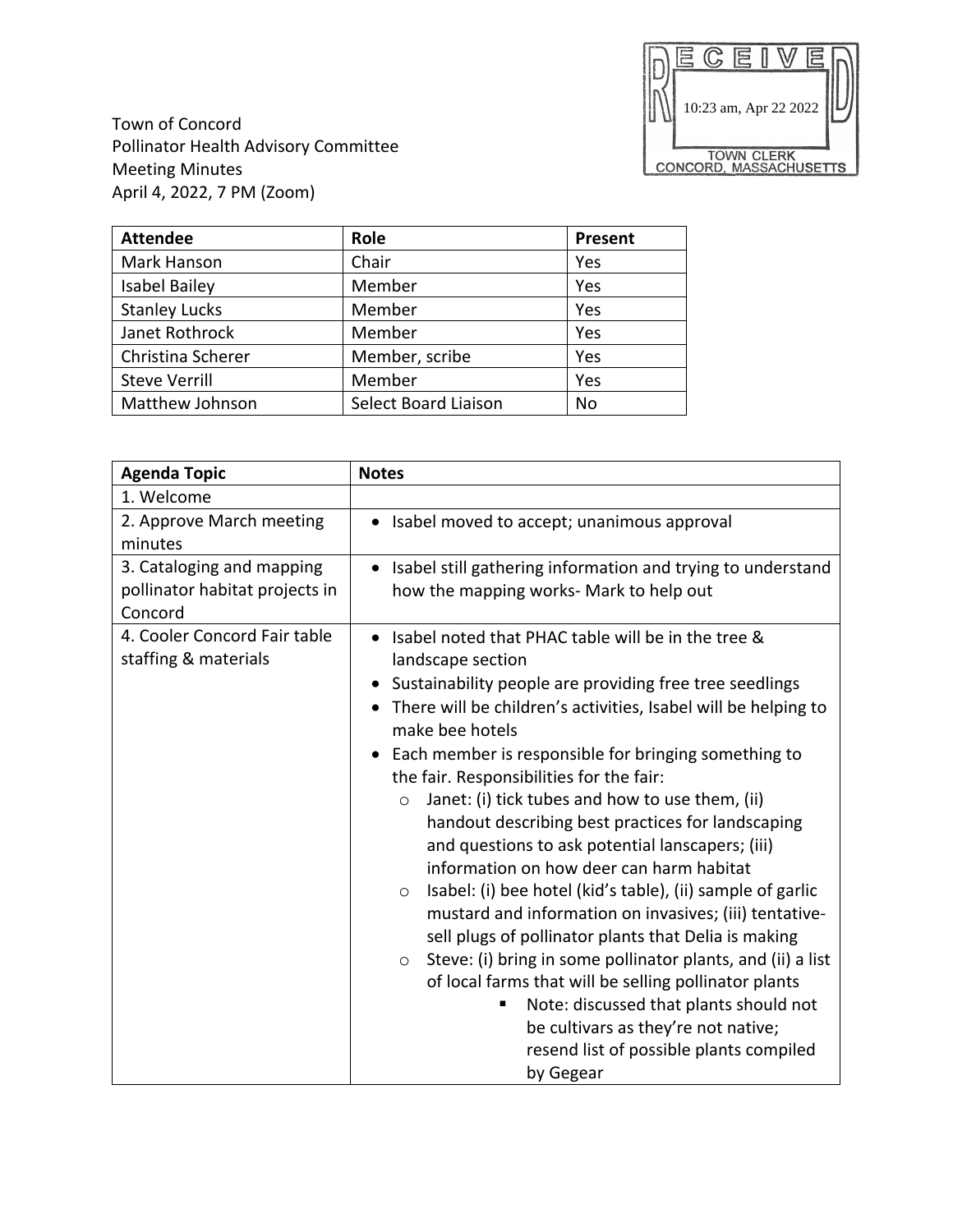RECEIVED
10:23 am, Apr 22 2022
TOWN CLERK
CONCORD, MASSACHUSETTS

Town of Concord
Pollinator Health Advisory Committee
Meeting Minutes
April 4, 2022, 7 PM (Zoom)

| Attendee | Role | Present |
|---|---|---|
| Mark Hanson | Chair | Yes |
| Isabel Bailey | Member | Yes |
| Stanley Lucks | Member | Yes |
| Janet Rothrock | Member | Yes |
| Christina Scherer | Member, scribe | Yes |
| Steve Verrill | Member | Yes |
| Matthew Johnson | Select Board Liaison | No |

| Agenda Topic | Notes |
|---|---|
| 1. Welcome | |
| 2. Approve March meeting minutes | • Isabel moved to accept; unanimous approval |
| 3. Cataloging and mapping pollinator habitat projects in Concord | • Isabel still gathering information and trying to understand how the mapping works- Mark to help out |
| 4. Cooler Concord Fair table staffing & materials | • Isabel noted that PHAC table will be in the tree & landscape section<br>• Sustainability people are providing free tree seedlings<br>• There will be children's activities, Isabel will be helping to make bee hotels<br>• Each member is responsible for bringing something to the fair. Responsibilities for the fair:<br>o Janet: (i) tick tubes and how to use them, (ii) handout describing best practices for landscaping and questions to ask potential lanscapers; (iii) information on how deer can harm habitat<br>o Isabel: (i) bee hotel (kid's table), (ii) sample of garlic mustard and information on invasives; (iii) tentative- sell plugs of pollinator plants that Delia is making<br>o Steve: (i) bring in some pollinator plants, and (ii) a list of local farms that will be selling pollinator plants<br>▪ Note: discussed that plants should not be cultivars as they're not native; resend list of possible plants compiled by Gegear |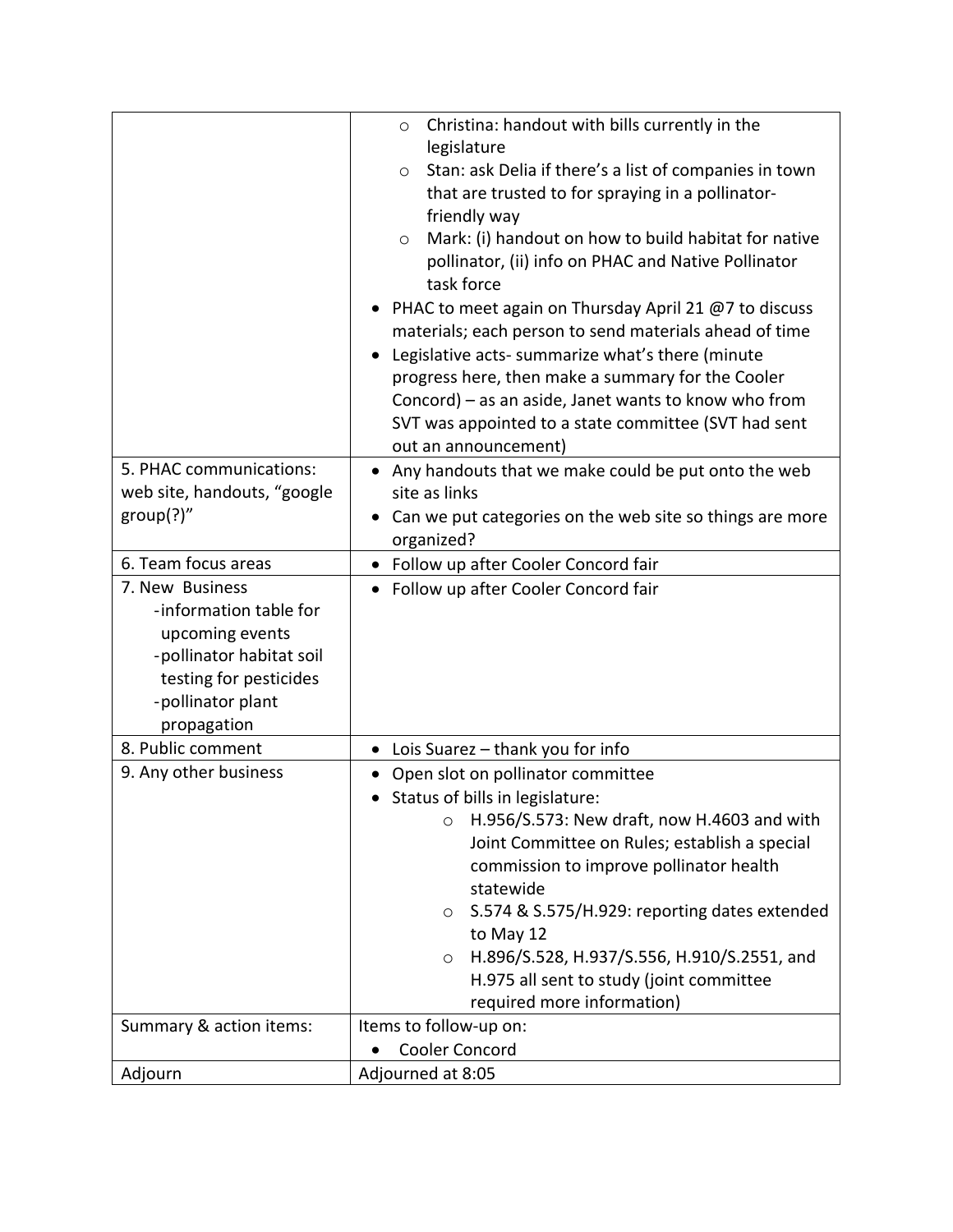| | |
|---|---|
| | ◦ Christina: handout with bills currently in the legislature<br>◦ Stan: ask Delia if there's a list of companies in town that are trusted to for spraying in a pollinator-friendly way<br>◦ Mark: (i) handout on how to build habitat for native pollinator, (ii) info on PHAC and Native Pollinator task force<br>• PHAC to meet again on Thursday April 21 @7 to discuss materials; each person to send materials ahead of time<br>• Legislative acts- summarize what's there (minute progress here, then make a summary for the Cooler Concord) – as an aside, Janet wants to know who from SVT was appointed to a state committee (SVT had sent out an announcement) |
| 5. PHAC communications: web site, handouts, "google group(?)" | • Any handouts that we make could be put onto the web site as links<br>• Can we put categories on the web site so things are more organized? |
| 6. Team focus areas | • Follow up after Cooler Concord fair |
| 7. New Business<br>-information table for upcoming events<br>-pollinator habitat soil testing for pesticides<br>-pollinator plant propagation | • Follow up after Cooler Concord fair |
| 8. Public comment | • Lois Suarez – thank you for info |
| 9. Any other business | • Open slot on pollinator committee<br>• Status of bills in legislature:<br>◦ H.956/S.573: New draft, now H.4603 and with Joint Committee on Rules; establish a special commission to improve pollinator health statewide<br>◦ S.574 & S.575/H.929: reporting dates extended to May 12<br>◦ H.896/S.528, H.937/S.556, H.910/S.2551, and H.975 all sent to study (joint committee required more information) |
| Summary & action items: | Items to follow-up on:<br>• Cooler Concord |
| Adjourn | Adjourned at 8:05 |